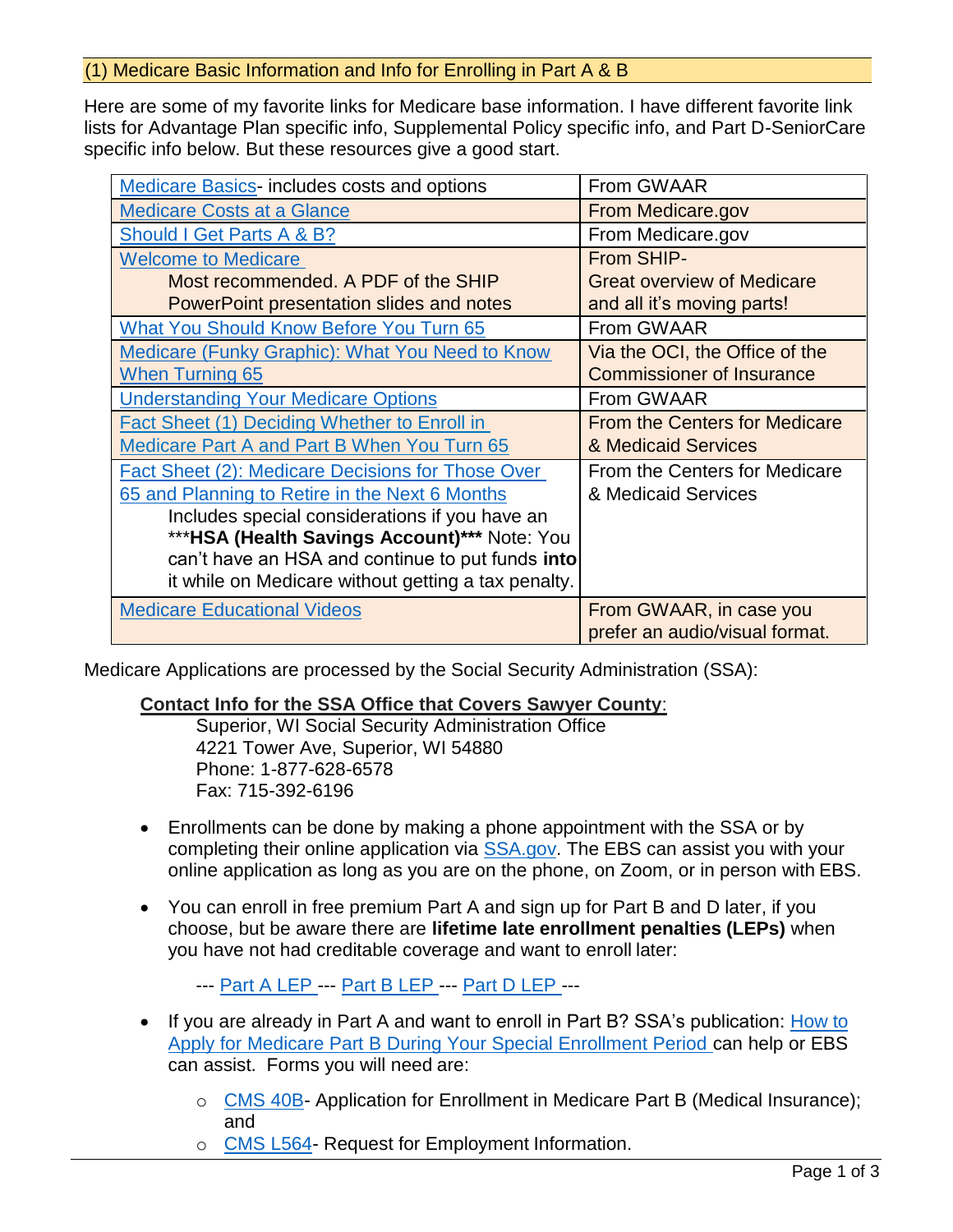## (1) Medicare Basic Information and Info for Enrolling in Part A & B

Here are some of my favorite links for Medicare base information. I have different favorite link lists for Advantage Plan specific info, Supplemental Policy specific info, and Part D-SeniorCare specific info below. But these resources give a good start.

| | |
|---|---|
| Medicare Basics- includes costs and options | From GWAAR |
| Medicare Costs at a Glance | From Medicare.gov |
| Should I Get Parts A & B? | From Medicare.gov |
| Welcome to Medicare<br>Most recommended. A PDF of the SHIP PowerPoint presentation slides and notes | From SHIP-<br>Great overview of Medicare and all it's moving parts! |
| What You Should Know Before You Turn 65 | From GWAAR |
| Medicare (Funky Graphic): What You Need to Know When Turning 65 | Via the OCI, the Office of the Commissioner of Insurance |
| Understanding Your Medicare Options | From GWAAR |
| Fact Sheet (1) Deciding Whether to Enroll in Medicare Part A and Part B When You Turn 65 | From the Centers for Medicare & Medicaid Services |
| Fact Sheet (2): Medicare Decisions for Those Over 65 and Planning to Retire in the Next 6 Months<br>Includes special considerations if you have an ***HSA (Health Savings Account)*** Note: You can't have an HSA and continue to put funds **into** it while on Medicare without getting a tax penalty. | From the Centers for Medicare & Medicaid Services |
| Medicare Educational Videos | From GWAAR, in case you prefer an audio/visual format. |

Medicare Applications are processed by the Social Security Administration (SSA):

**Contact Info for the SSA Office that Covers Sawyer County**:

Superior, WI Social Security Administration Office
4221 Tower Ave, Superior, WI 54880
Phone: 1-877-628-6578
Fax: 715-392-6196

- Enrollments can be done by making a phone appointment with the SSA or by completing their online application via SSA.gov. The EBS can assist you with your online application as long as you are on the phone, on Zoom, or in person with EBS.
- You can enroll in free premium Part A and sign up for Part B and D later, if you choose, but be aware there are **lifetime late enrollment penalties (LEPs)** when you have not had creditable coverage and want to enroll later:

  --- Part A LEP --- Part B LEP --- Part D LEP ---

- If you are already in Part A and want to enroll in Part B? SSA's publication: How to Apply for Medicare Part B During Your Special Enrollment Period can help or EBS can assist. Forms you will need are:
  - CMS 40B- Application for Enrollment in Medicare Part B (Medical Insurance); and
  - CMS L564- Request for Employment Information.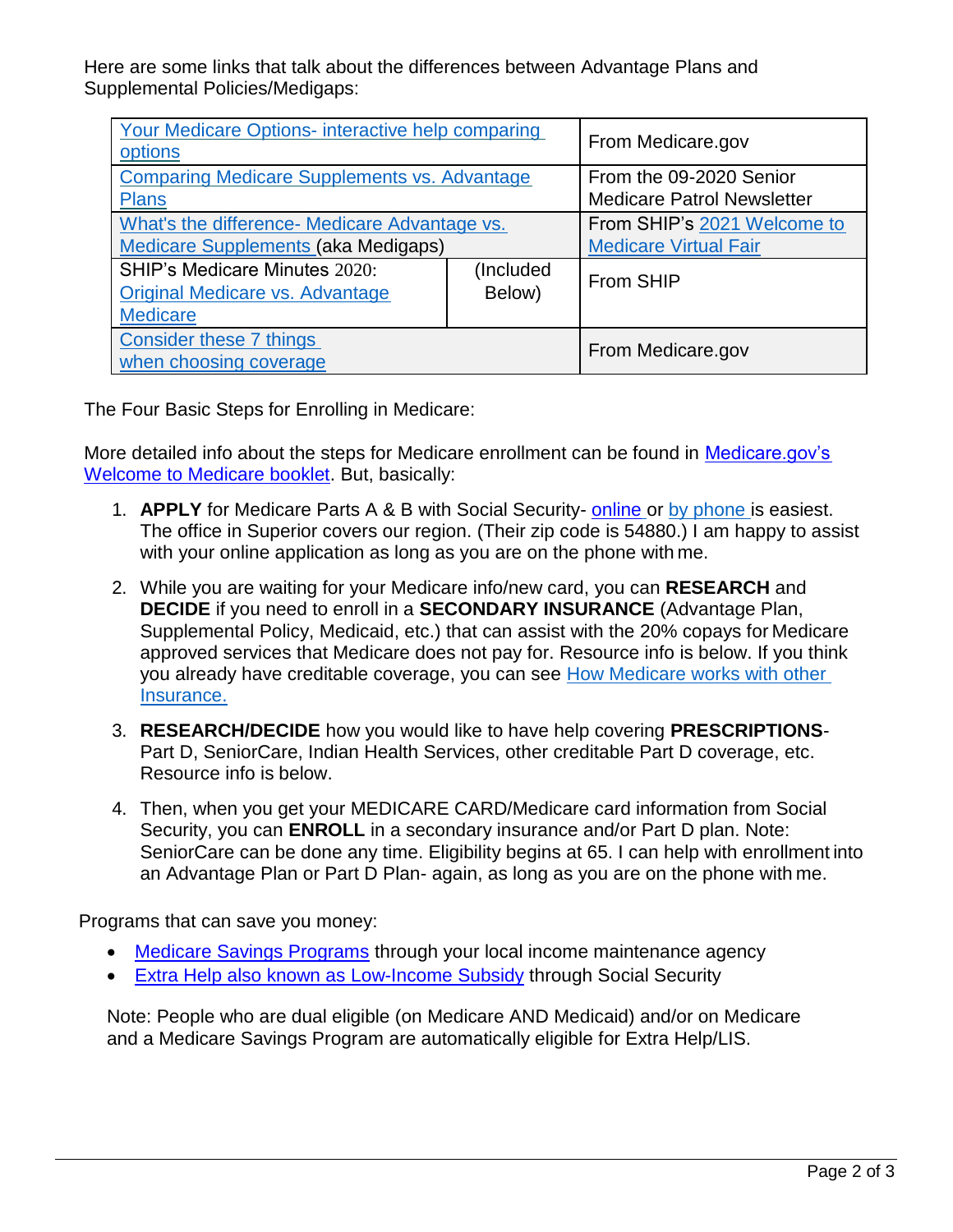Here are some links that talk about the differences between Advantage Plans and Supplemental Policies/Medigaps:

| | | |
|---|---|---|
| Your Medicare Options- interactive help comparing options | | From Medicare.gov |
| Comparing Medicare Supplements vs. Advantage Plans | | From the 09-2020 Senior Medicare Patrol Newsletter |
| What's the difference- Medicare Advantage vs. Medicare Supplements (aka Medigaps) | | From SHIP's 2021 Welcome to Medicare Virtual Fair |
| SHIP's Medicare Minutes 2020: Original Medicare vs. Advantage Medicare | (Included Below) | From SHIP |
| Consider these 7 things when choosing coverage | | From Medicare.gov |

The Four Basic Steps for Enrolling in Medicare:

More detailed info about the steps for Medicare enrollment can be found in Medicare.gov's Welcome to Medicare booklet. But, basically:

1. **APPLY** for Medicare Parts A & B with Social Security- online or by phone is easiest. The office in Superior covers our region. (Their zip code is 54880.) I am happy to assist with your online application as long as you are on the phone with me.

2. While you are waiting for your Medicare info/new card, you can **RESEARCH** and **DECIDE** if you need to enroll in a **SECONDARY INSURANCE** (Advantage Plan, Supplemental Policy, Medicaid, etc.) that can assist with the 20% copays for Medicare approved services that Medicare does not pay for. Resource info is below. If you think you already have creditable coverage, you can see How Medicare works with other Insurance.

3. **RESEARCH/DECIDE** how you would like to have help covering **PRESCRIPTIONS**- Part D, SeniorCare, Indian Health Services, other creditable Part D coverage, etc. Resource info is below.

4. Then, when you get your MEDICARE CARD/Medicare card information from Social Security, you can **ENROLL** in a secondary insurance and/or Part D plan. Note: SeniorCare can be done any time. Eligibility begins at 65. I can help with enrollment into an Advantage Plan or Part D Plan- again, as long as you are on the phone with me.

Programs that can save you money:

- Medicare Savings Programs through your local income maintenance agency
- Extra Help also known as Low-Income Subsidy through Social Security

Note: People who are dual eligible (on Medicare AND Medicaid) and/or on Medicare and a Medicare Savings Program are automatically eligible for Extra Help/LIS.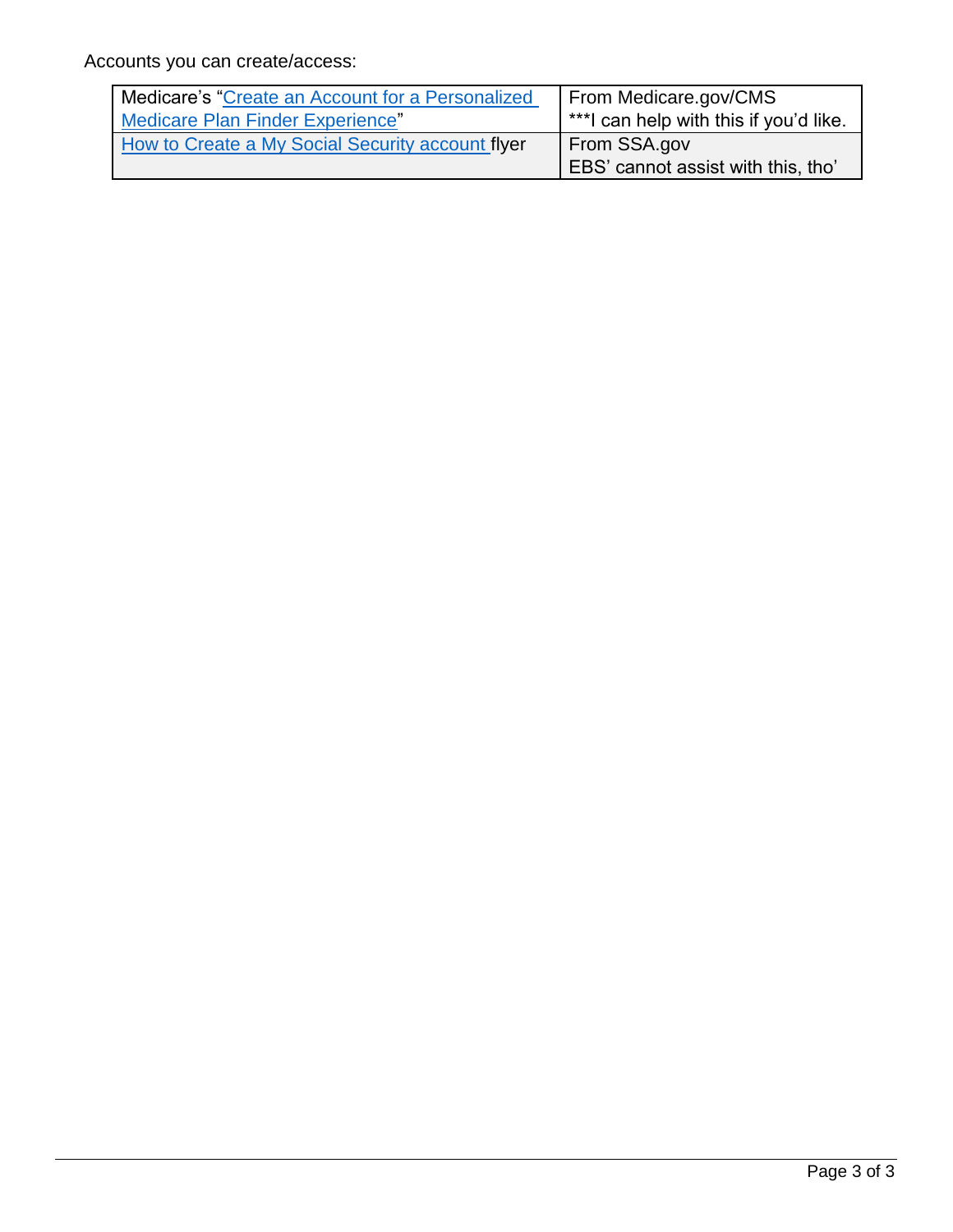Accounts you can create/access:

| | |
|---|---|
| Medicare's "Create an Account for a Personalized Medicare Plan Finder Experience" | From Medicare.gov/CMS<br>***I can help with this if you'd like. |
| How to Create a My Social Security account flyer | From SSA.gov<br>EBS' cannot assist with this, tho' |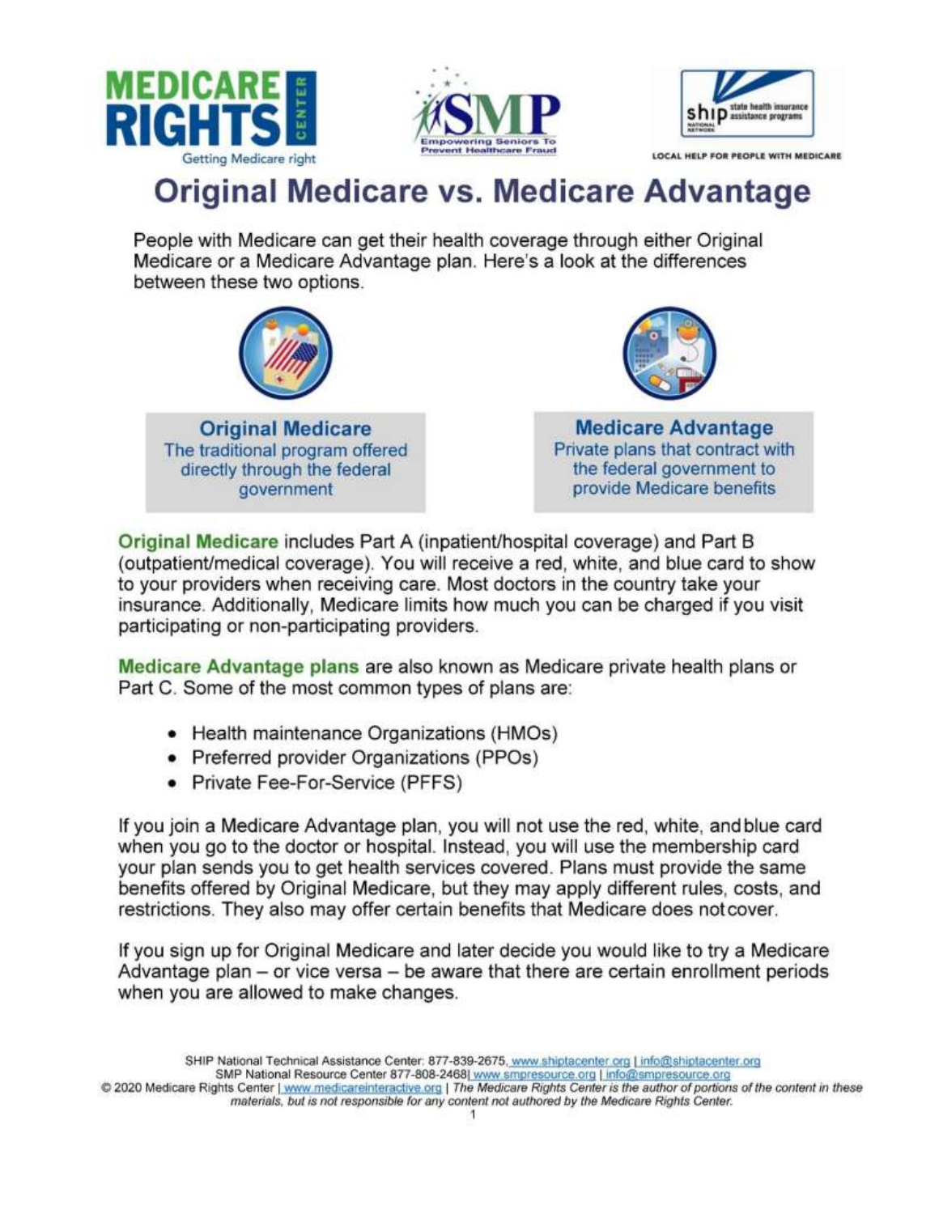# Original Medicare vs. Medicare Advantage

People with Medicare can get their health coverage through either Original Medicare or a Medicare Advantage plan. Here's a look at the differences between these two options.

**Original Medicare**
The traditional program offered directly through the federal government

**Medicare Advantage**
Private plans that contract with the federal government to provide Medicare benefits

**Original Medicare** includes Part A (inpatient/hospital coverage) and Part B (outpatient/medical coverage). You will receive a red, white, and blue card to show to your providers when receiving care. Most doctors in the country take your insurance. Additionally, Medicare limits how much you can be charged if you visit participating or non-participating providers.

**Medicare Advantage plans** are also known as Medicare private health plans or Part C. Some of the most common types of plans are:

- Health maintenance Organizations (HMOs)
- Preferred provider Organizations (PPOs)
- Private Fee-For-Service (PFFS)

If you join a Medicare Advantage plan, you will not use the red, white, and blue card when you go to the doctor or hospital. Instead, you will use the membership card your plan sends you to get health services covered. Plans must provide the same benefits offered by Original Medicare, but they may apply different rules, costs, and restrictions. They also may offer certain benefits that Medicare does not cover.

If you sign up for Original Medicare and later decide you would like to try a Medicare Advantage plan – or vice versa – be aware that there are certain enrollment periods when you are allowed to make changes.

SHIP National Technical Assistance Center: 877-839-2675, www.shiptacenter.org | info@shiptacenter.org
SMP National Resource Center 877-808-2468| www.smpresource.org | info@smpresource.org
© 2020 Medicare Rights Center | www.medicareinteractive.org | *The Medicare Rights Center is the author of portions of the content in these materials, but is not responsible for any content not authored by the Medicare Rights Center.*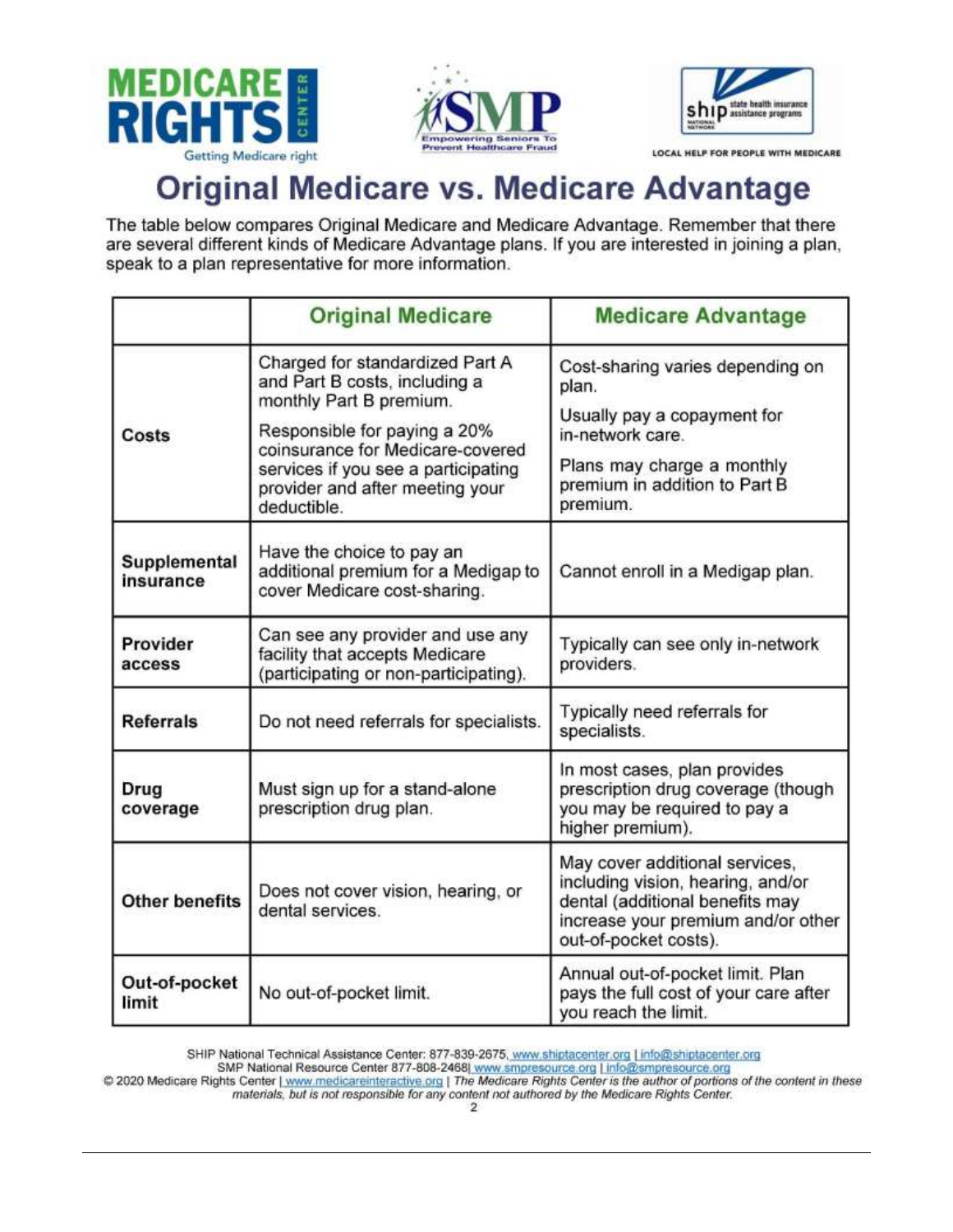# Original Medicare vs. Medicare Advantage

The table below compares Original Medicare and Medicare Advantage. Remember that there are several different kinds of Medicare Advantage plans. If you are interested in joining a plan, speak to a plan representative for more information.

| | Original Medicare | Medicare Advantage |
|---|---|---|
| **Costs** | Charged for standardized Part A and Part B costs, including a monthly Part B premium. Responsible for paying a 20% coinsurance for Medicare-covered services if you see a participating provider and after meeting your deductible. | Cost-sharing varies depending on plan. Usually pay a copayment for in-network care. Plans may charge a monthly premium in addition to Part B premium. |
| **Supplemental insurance** | Have the choice to pay an additional premium for a Medigap to cover Medicare cost-sharing. | Cannot enroll in a Medigap plan. |
| **Provider access** | Can see any provider and use any facility that accepts Medicare (participating or non-participating). | Typically can see only in-network providers. |
| **Referrals** | Do not need referrals for specialists. | Typically need referrals for specialists. |
| **Drug coverage** | Must sign up for a stand-alone prescription drug plan. | In most cases, plan provides prescription drug coverage (though you may be required to pay a higher premium). |
| **Other benefits** | Does not cover vision, hearing, or dental services. | May cover additional services, including vision, hearing, and/or dental (additional benefits may increase your premium and/or other out-of-pocket costs). |
| **Out-of-pocket limit** | No out-of-pocket limit. | Annual out-of-pocket limit. Plan pays the full cost of your care after you reach the limit. |

SHIP National Technical Assistance Center: 877-839-2675, www.shiptacenter.org | info@shiptacenter.org
SMP National Resource Center 877-808-2468| www.smpresource.org | info@smpresource.org
© 2020 Medicare Rights Center | www.medicareinteractive.org | *The Medicare Rights Center is the author of portions of the content in these materials, but is not responsible for any content not authored by the Medicare Rights Center.*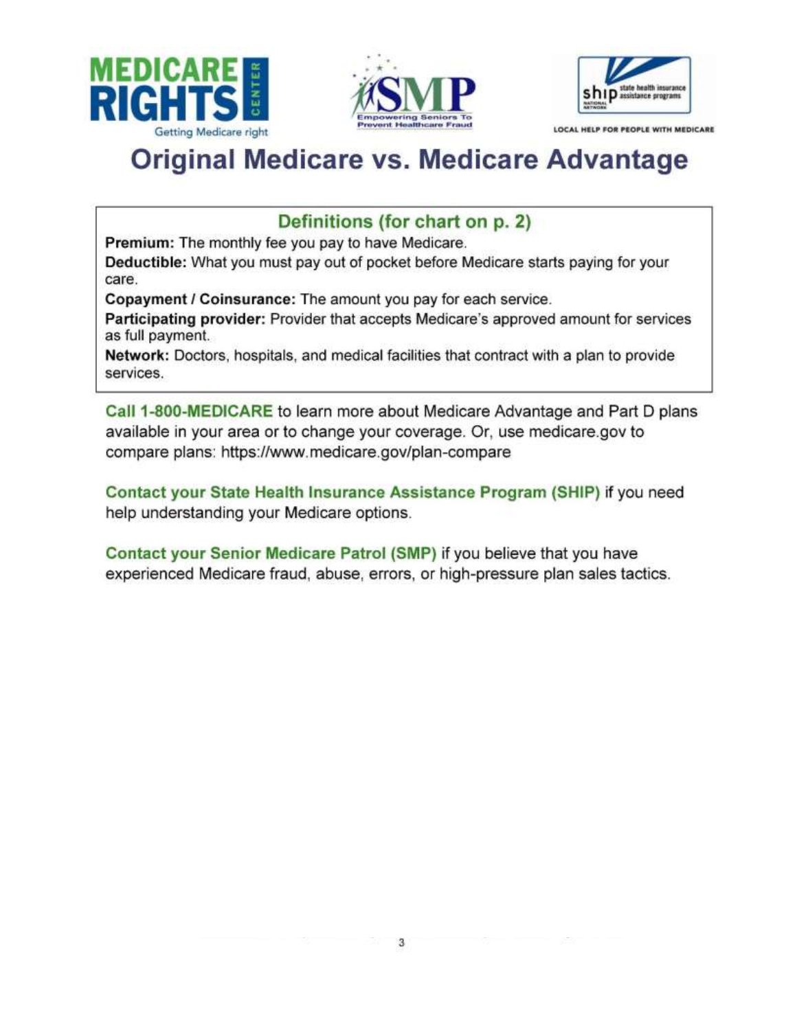# Original Medicare vs. Medicare Advantage

## Definitions (for chart on p. 2)

**Premium:** The monthly fee you pay to have Medicare.

**Deductible:** What you must pay out of pocket before Medicare starts paying for your care.

**Copayment / Coinsurance:** The amount you pay for each service.

**Participating provider:** Provider that accepts Medicare's approved amount for services as full payment.

**Network:** Doctors, hospitals, and medical facilities that contract with a plan to provide services.

**Call 1-800-MEDICARE** to learn more about Medicare Advantage and Part D plans available in your area or to change your coverage. Or, use medicare.gov to compare plans: https://www.medicare.gov/plan-compare

**Contact your State Health Insurance Assistance Program (SHIP)** if you need help understanding your Medicare options.

**Contact your Senior Medicare Patrol (SMP)** if you believe that you have experienced Medicare fraud, abuse, errors, or high-pressure plan sales tactics.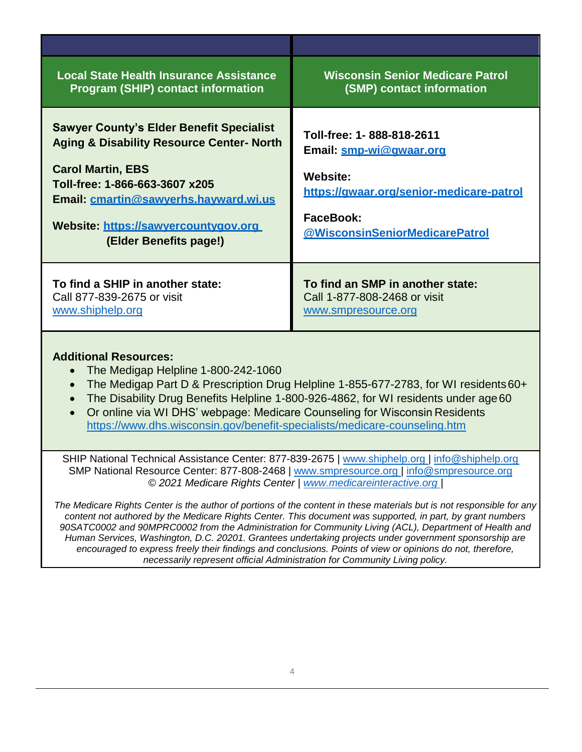| Local State Health Insurance Assistance Program (SHIP) contact information | Wisconsin Senior Medicare Patrol (SMP) contact information |
|---|---|
| **Sawyer County's Elder Benefit Specialist Aging & Disability Resource Center- North**<br><br>**Carol Martin, EBS**<br>**Toll-free: 1-866-663-3607 x205**<br>**Email: cmartin@sawyerhs.hayward.wi.us**<br><br>**Website: https://sawyercountygov.org (Elder Benefits page!)** | **Toll-free: 1- 888-818-2611**<br>**Email: smp-wi@gwaar.org**<br><br>**Website: https://gwaar.org/senior-medicare-patrol**<br><br>**FaceBook: @WisconsinSeniorMedicarePatrol** |
| **To find a SHIP in another state:**<br>Call 877-839-2675 or visit www.shiphelp.org | **To find an SMP in another state:**<br>Call 1-877-808-2468 or visit www.smpresource.org |

**Additional Resources:**

- The Medigap Helpline 1-800-242-1060
- The Medigap Part D & Prescription Drug Helpline 1-855-677-2783, for WI residents 60+
- The Disability Drug Benefits Helpline 1-800-926-4862, for WI residents under age 60
- Or online via WI DHS' webpage: Medicare Counseling for Wisconsin Residents https://www.dhs.wisconsin.gov/benefit-specialists/medicare-counseling.htm

SHIP National Technical Assistance Center: 877-839-2675 | www.shiphelp.org | info@shiphelp.org
SMP National Resource Center: 877-808-2468 | www.smpresource.org | info@smpresource.org
*© 2021 Medicare Rights Center | www.medicareinteractive.org |*

*The Medicare Rights Center is the author of portions of the content in these materials but is not responsible for any content not authored by the Medicare Rights Center. This document was supported, in part, by grant numbers 90SATC0002 and 90MPRC0002 from the Administration for Community Living (ACL), Department of Health and Human Services, Washington, D.C. 20201. Grantees undertaking projects under government sponsorship are encouraged to express freely their findings and conclusions. Points of view or opinions do not, therefore, necessarily represent official Administration for Community Living policy.*